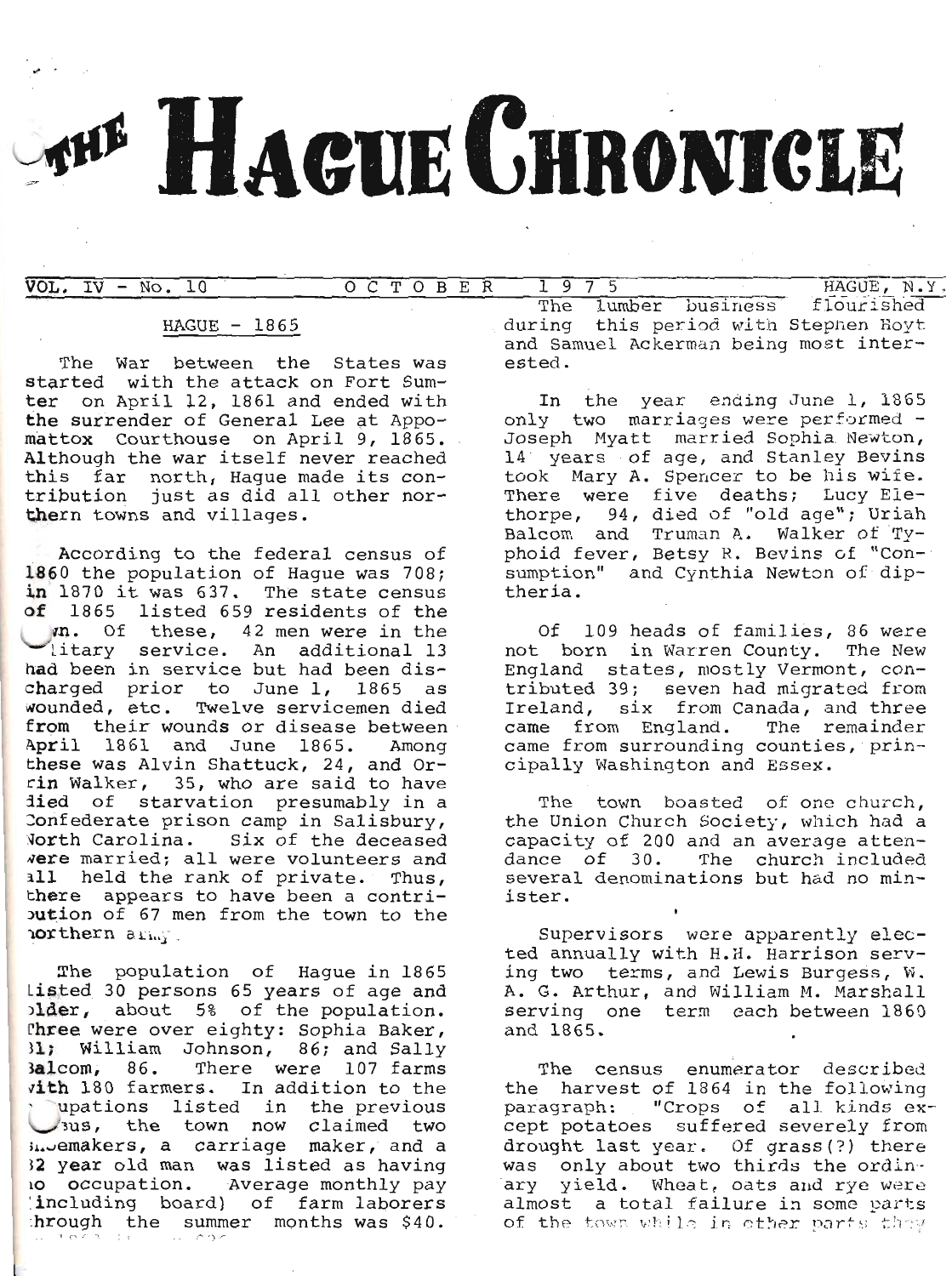# THE HAGUE CHRONICLE

VOL. IV - No. 10 OCTOBER 1975 HAGUE, N.Y.

## HAGUE - 1865

The War between the States was started with the attack on Fort Sumter on April 12, 1861 and ended with the surrender of General Lee at Appomattox Courthouse on April 9, 1865. Although the war itself never reached this far north, Hague made its contribution just as did all other northern towns and villages.

According to the federal census of 1860 the population of Hague was 708; in 1870 it was 637. The state census of 1865 listed 659 residents of the town. Of these, 42 men were in the military service. An additional 13 had been in service but had been discharged prior to June 1, 1865 as wounded, etc. Twelve servicemen died from their wounds or disease between April 1861 and June 1865. Among these was Alvin Shattuck, 24, and Orrin Walker, 35, who are said to have died of starvation presumably in a Confederate prison camp in Salisbury, North Carolina. Six of the deceased were married; all were volunteers and all held the rank of private. Thus, there appears to have been a contribution of 67 men from the town to the northern army.

The population of Hague in 1865 listed 30 persons 65 years of age and older, about 5% of the population. Three were over eighty: Sophia Baker, 81; William Johnson, 86; and Sally Balcom, 86. There were 107 farms with 180 farmers. In addition to the occupations listed in the previous census, the town now claimed two shoemakers, a carriage maker, and a 32 year old man was listed as having no occupation. Average monthly pay (including board) of farm laborers through the summer months was $40.

The lumber business flourished during this period with Stephen Hoyt and Samuel Ackerman being most interested.

In the year ending June 1, 1865 only two marriages were performed - Joseph Myatt married Sophia Newton, 14 years of age, and Stanley Bevins took Mary A. Spencer to be his wife. There were five deaths; Lucy Elethorpe, 94, died of "old age"; Uriah Balcom and Truman A. Walker of Typhoid fever, Betsy R. Bevins of "Consumption" and Cynthia Newton of diptheria.

Of 109 heads of families, 86 were not born in Warren County. The New England states, mostly Vermont, contributed 39; seven had migrated from Ireland, six from Canada, and three came from England. The remainder came from surrounding counties, principally Washington and Essex.

The town boasted of one church, the Union Church Society, which had a capacity of 200 and an average attendance of 30. The church included several denominations but had no minister.

Supervisors were apparently elected annually with H.H. Harrison serving two terms, and Lewis Burgess, W. A. G. Arthur, and William M. Marshall serving one term each between 1860 and 1865.

The census enumerator described the harvest of 1864 in the following paragraph: "Crops of all kinds except potatoes suffered severely from drought last year. Of grass(?) there was only about two thirds the ordinary yield. Wheat, oats and rye were almost a total failure in some parts of the town while in other parts they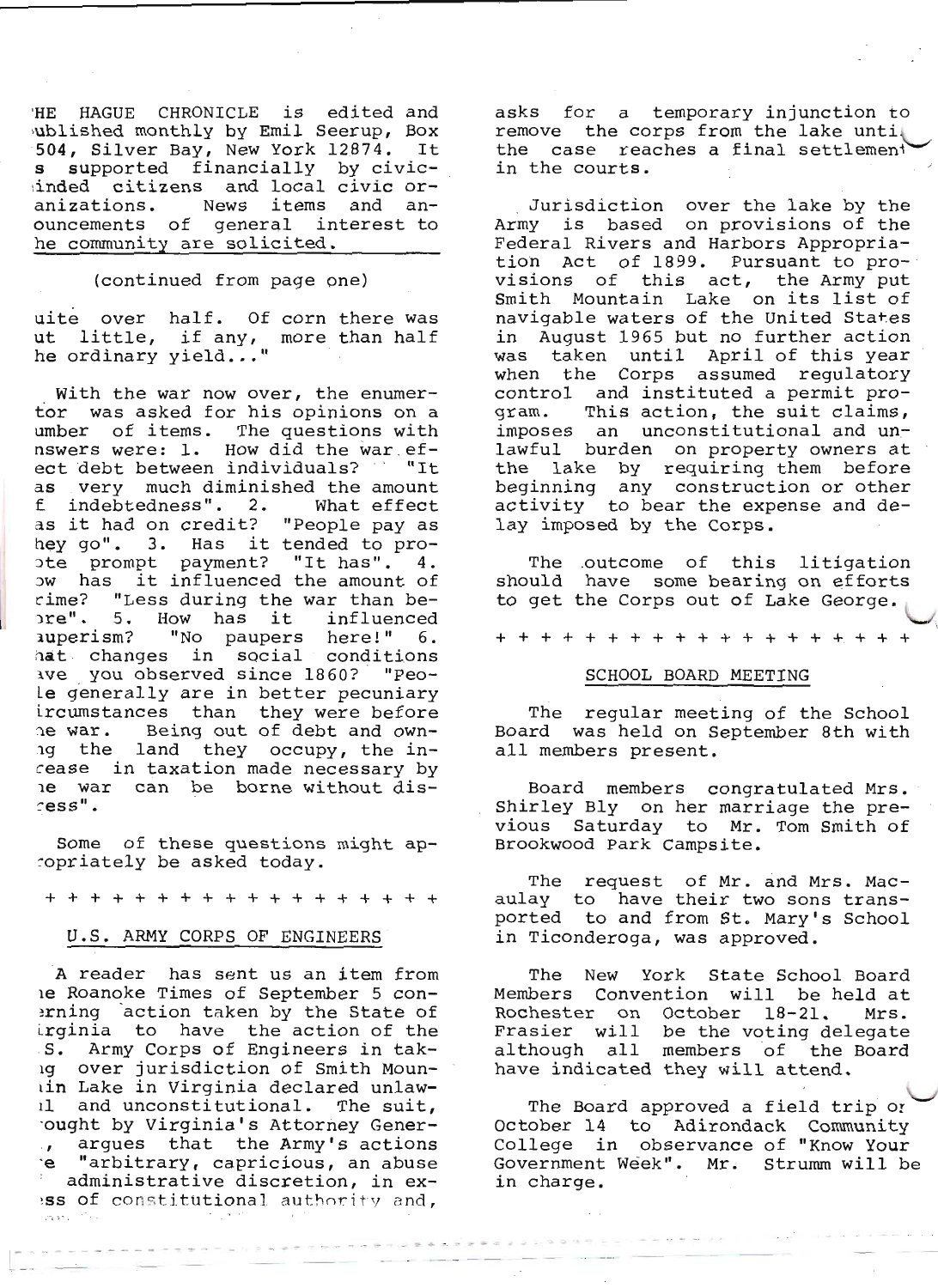THE HAGUE CHRONICLE is edited and published monthly by Emil Seerup, Box 504, Silver Bay, New York 12874. It is supported financially by civic-minded citizens and local civic organizations. News items and announcements of general interest to the community are solicited.

(continued from page one)

quite over half. Of corn there was but little, if any, more than half the ordinary yield..."

With the war now over, the enumerator was asked for his opinions on a number of items. The questions with answers were: 1. How did the war effect debt between individuals? "It was very much diminished the amount of indebtedness". 2. What effect has it had on credit? "People pay as they go". 3. Has it tended to promote prompt payment? "It has". 4. How has it influenced the amount of crime? "Less during the war than before". 5. How has it influenced pauperism? "No paupers here!" 6. What changes in social conditions have you observed since 1860? "People generally are in better pecuniary circumstances than they were before the war. Being out of debt and owning the land they occupy, the increase in taxation made necessary by the war can be borne without distress".

Some of these questions might appropriately be asked today.

\+ + + + + + + + + + + + + + + + + + +

## U.S. ARMY CORPS OF ENGINEERS

A reader has sent us an item from the Roanoke Times of September 5 concerning action taken by the State of Virginia to have the action of the U.S. Army Corps of Engineers in taking over jurisdiction of Smith Mountain Lake in Virginia declared unlawful and unconstitutional. The suit, brought by Virginia's Attorney General, argues that the Army's actions are "arbitrary, capricious, an abuse of administrative discretion, in excess of constitutional authority and, asks for a temporary injunction to remove the corps from the lake until the case reaches a final settlement in the courts.

Jurisdiction over the lake by the Army is based on provisions of the Federal Rivers and Harbors Appropriation Act of 1899. Pursuant to provisions of this act, the Army put Smith Mountain Lake on its list of navigable waters of the United States in August 1965 but no further action was taken until April of this year when the Corps assumed regulatory control and instituted a permit program. This action, the suit claims, imposes an unconstitutional and unlawful burden on property owners at the lake by requiring them before beginning any construction or other activity to bear the expense and delay imposed by the Corps.

The outcome of this litigation should have some bearing on efforts to get the Corps out of Lake George.

\+ + + + + + + + + + + + + + + + + + +

## SCHOOL BOARD MEETING

The regular meeting of the School Board was held on September 8th with all members present.

Board members congratulated Mrs. Shirley Bly on her marriage the previous Saturday to Mr. Tom Smith of Brookwood Park Campsite.

The request of Mr. and Mrs. Macaulay to have their two sons transported to and from St. Mary's School in Ticonderoga, was approved.

The New York State School Board Members Convention will be held at Rochester on October 18-21. Mrs. Frasier will be the voting delegate although all members of the Board have indicated they will attend.

The Board approved a field trip on October 14 to Adirondack Community College in observance of "Know Your Government Week". Mr. Strumm will be in charge.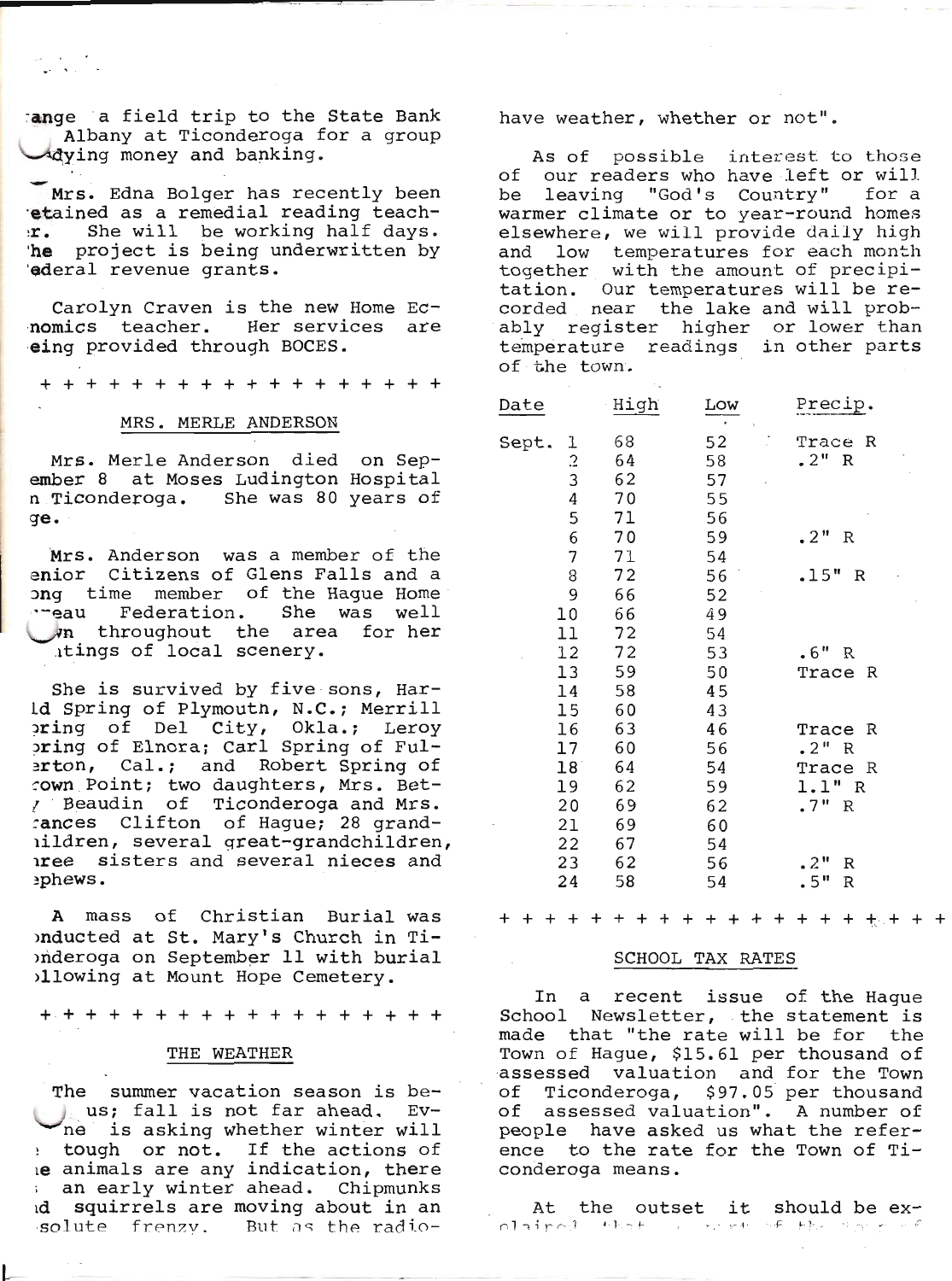ange a field trip to the State Bank Albany at Ticonderoga for a group udying money and banking.

Mrs. Edna Bolger has recently been etained as a remedial reading teacher. She will be working half days. he project is being underwritten by ederal revenue grants.

Carolyn Craven is the new Home Economics teacher. Her services are eing provided through BOCES.

\+ + + + + + + + + + + + + + + + + + +

## MRS. MERLE ANDERSON

Mrs. Merle Anderson died on September 8 at Moses Ludington Hospital n Ticonderoga. She was 80 years of ge.

Mrs. Anderson was a member of the enior Citizens of Glens Falls and a ong time member of the Hague Home eau Federation. She was well wn throughout the area for her ntings of local scenery.

She is survived by five sons, Harld Spring of Plymouth, N.C.; Merrill pring of Del City, Okla.; Leroy pring of Elnora; Carl Spring of Fulerton, Cal.; and Robert Spring of rown Point; two daughters, Mrs. Bet- Beaudin of Ticonderoga and Mrs. ances Clifton of Hague; 28 grandildren, several great-grandchildren, ree sisters and several nieces and ephews.

A mass of Christian Burial was nducted at St. Mary's Church in Tionderoga on September 11 with burial llowing at Mount Hope Cemetery.

\+ + + + + + + + + + + + + + + + + + +

## THE WEATHER

The summer vacation season is be- us; fall is not far ahead. Evne is asking whether winter will tough or not. If the actions of e animals are any indication, there an early winter ahead. Chipmunks d squirrels are moving about in an solute frenzy. But as the radio- have weather, whether or not".

As of possible interest to those of our readers who have left or will be leaving "God's Country" for a warmer climate or to year-round homes elsewhere, we will provide daily high and low temperatures for each month together with the amount of precipitation. Our temperatures will be recorded near the lake and will probably register higher or lower than temperature readings in other parts of the town.

| Date | High | Low | Precip. |
|---|---|---|---|
| Sept. 1 | 68 | 52 | Trace R |
| 2 | 64 | 58 | .2" R |
| 3 | 62 | 57 | |
| 4 | 70 | 55 | |
| 5 | 71 | 56 | |
| 6 | 70 | 59 | .2" R |
| 7 | 71 | 54 | |
| 8 | 72 | 56 | .15" R |
| 9 | 66 | 52 | |
| 10 | 66 | 49 | |
| 11 | 72 | 54 | |
| 12 | 72 | 53 | .6" R |
| 13 | 59 | 50 | Trace R |
| 14 | 58 | 45 | |
| 15 | 60 | 43 | |
| 16 | 63 | 46 | Trace R |
| 17 | 60 | 56 | .2" R |
| 18 | 64 | 54 | Trace R |
| 19 | 62 | 59 | 1.1" R |
| 20 | 69 | 62 | .7" R |
| 21 | 69 | 60 | |
| 22 | 67 | 54 | |
| 23 | 62 | 56 | .2" R |
| 24 | 58 | 54 | .5" R |

\+ + + + + + + + + + + + + + + + + + + + +

## SCHOOL TAX RATES

In a recent issue of the Hague School Newsletter, the statement is made that "the rate will be for the Town of Hague, $15.61 per thousand of assessed valuation and for the Town of Ticonderoga, $97.05 per thousand of assessed valuation". A number of people have asked us what the reference to the rate for the Town of Ticonderoga means.

At the outset it should be explained that ...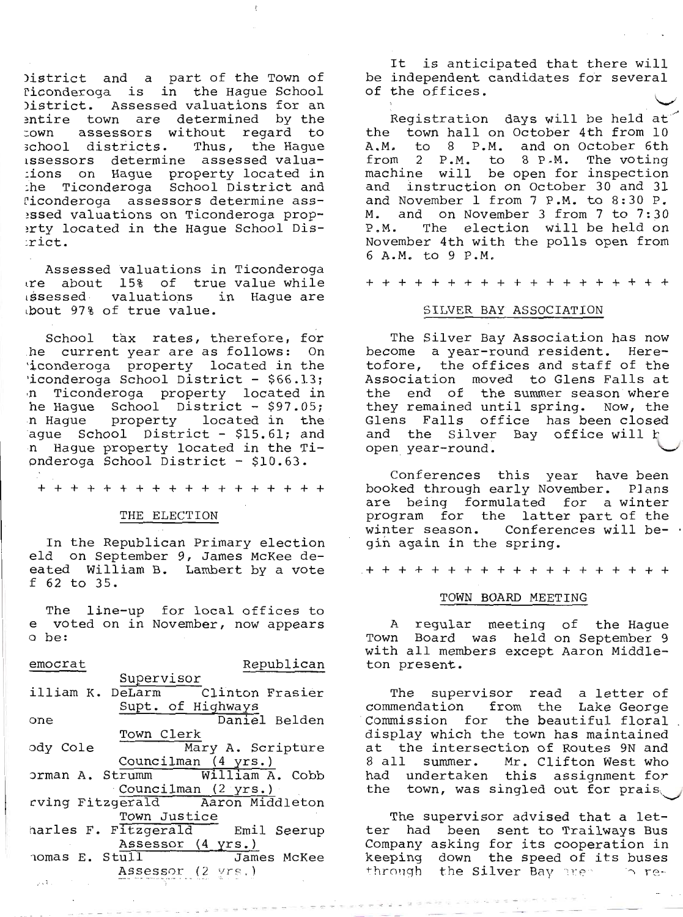District and a part of the Town of Ticonderoga is in the Hague School District. Assessed valuations for an entire town are determined by the town assessors without regard to school districts. Thus, the Hague assessors determine assessed valuations on Hague property located in the Ticonderoga School District and Ticonderoga assessors determine assessed valuations on Ticonderoga property located in the Hague School District.

Assessed valuations in Ticonderoga are about 15% of true value while assessed valuations in Hague are about 97% of true value.

School tax rates, therefore, for the current year are as follows: On Ticonderoga property located in the Ticonderoga School District - $66.13; on Ticonderoga property located in the Hague School District - $97.05; on Hague property located in the Hague School District - $15.61; and on Hague property located in the Ticonderoga School District - $10.63.

\+ + + + + + + + + + + + + + + + + + +

## THE ELECTION

In the Republican Primary election held on September 9, James McKee defeated William B. Lambert by a vote of 62 to 35.

The line-up for local offices to be voted on in November, now appears to be:

| Democrat | Republican |
|---|---|
| **Supervisor** | |
| William K. DeLarm | Clinton Frasier |
| **Supt. of Highways** | |
| None | Daniel Belden |
| **Town Clerk** | |
| Jody Cole | Mary A. Scripture |
| **Councilman (4 yrs.)** | |
| Norman A. Strumm | William A. Cobb |
| **Councilman (2 yrs.)** | |
| Irving Fitzgerald | Aaron Middleton |
| **Town Justice** | |
| Charles F. Fitzgerald | Emil Seerup |
| **Assessor (4 yrs.)** | |
| Thomas E. Stull | James McKee |
| **Assessor (2 yrs.)** | |

It is anticipated that there will be independent candidates for several of the offices.

Registration days will be held at the town hall on October 4th from 10 A.M. to 8 P.M. and on October 6th from 2 P.M. to 8 P.M. The voting machine will be open for inspection and instruction on October 30 and 31 and November 1 from 7 P.M. to 8:30 P.M. and on November 3 from 7 to 7:30 P.M. The election will be held on November 4th with the polls open from 6 A.M. to 9 P.M.

\+ + + + + + + + + + + + + + + + + + + +

## SILVER BAY ASSOCIATION

The Silver Bay Association has now become a year-round resident. Heretofore, the offices and staff of the Association moved to Glens Falls at the end of the summer season where they remained until spring. Now, the Glens Falls office has been closed and the Silver Bay office will be open year-round.

Conferences this year have been booked through early November. Plans are being formulated for a winter program for the latter part of the winter season. Conferences will begin again in the spring.

\+ + + + + + + + + + + + + + + + + + + +

## TOWN BOARD MEETING

A regular meeting of the Hague Town Board was held on September 9 with all members except Aaron Middleton present.

The supervisor read a letter of commendation from the Lake George Commission for the beautiful floral display which the town has maintained at the intersection of Routes 9N and 8 all summer. Mr. Clifton West who had undertaken this assignment for the town, was singled out for praise.

The supervisor advised that a letter had been sent to Trailways Bus Company asking for its cooperation in keeping down the speed of its buses through the Silver Bay area to re-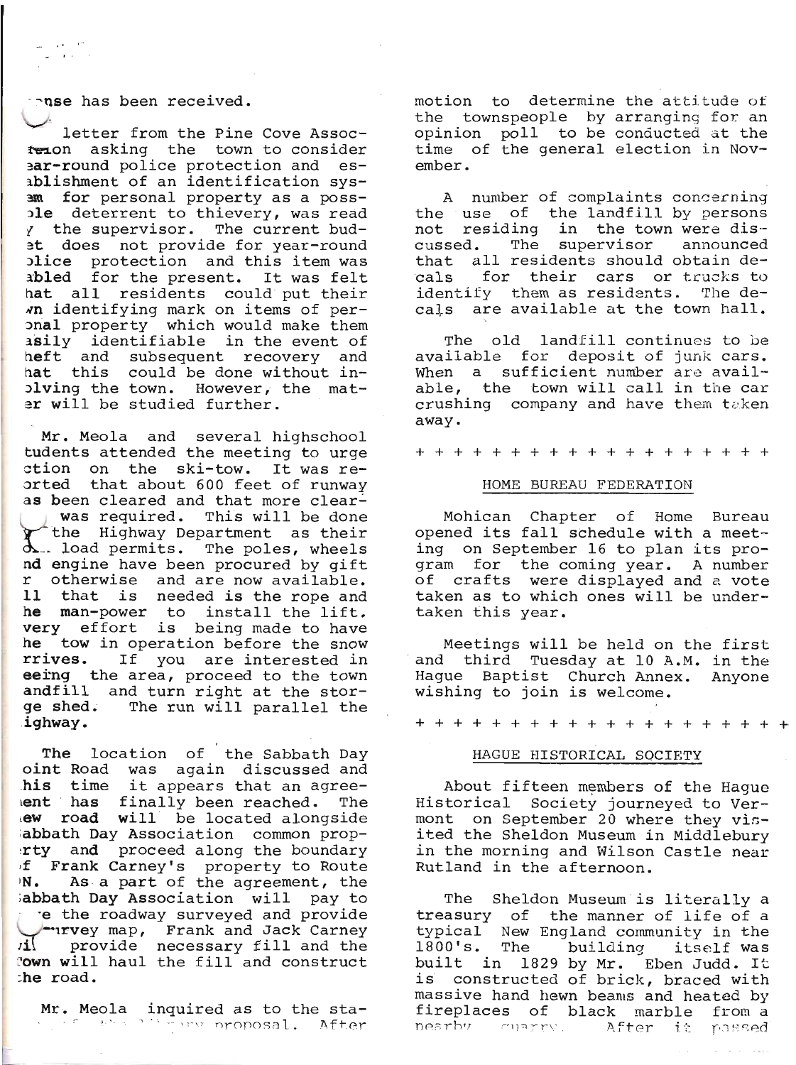...nse has been received.

A letter from the Pine Cove Association asking the town to consider year-round police protection and establishment of an identification system for personal property as a possible deterrent to thievery, was read by the supervisor. The current budget does not provide for year-round police protection and this item was tabled for the present. It was felt that all residents could put their own identifying mark on items of personal property which would make them easily identifiable in the event of theft and subsequent recovery and that this could be done without involving the town. However, the matter will be studied further.

Mr. Meola and several highschool students attended the meeting to urge action on the ski-tow. It was reported that about 600 feet of runway has been cleared and that more clearing was required. This will be done by the Highway Department as their load permits. The poles, wheels and engine have been procured by gift or otherwise and are now available. All that is needed is the rope and the man-power to install the lift. Every effort is being made to have the tow in operation before the snow arrives. If you are interested in seeing the area, proceed to the town landfill and turn right at the storage shed. The run will parallel the highway.

The location of the Sabbath Day Point Road was again discussed and this time it appears that an agreement has finally been reached. The new road will be located alongside Sabbath Day Association common property and proceed along the boundary of Frank Carney's property to Route 9N. As a part of the agreement, the Sabbath Day Association will pay to have the roadway surveyed and provide a survey map, Frank and Jack Carney will provide necessary fill and the Town will haul the fill and construct the road.

Mr. Meola inquired as to the status of the ... proposal. After motion to determine the attitude of the townspeople by arranging for an opinion poll to be conducted at the time of the general election in November.

A number of complaints concerning the use of the landfill by persons not residing in the town were discussed. The supervisor announced that all residents should obtain decals for their cars or trucks to identify them as residents. The decals are available at the town hall.

The old landfill continues to be available for deposit of junk cars. When a sufficient number are available, the town will call in the car crushing company and have them taken away.

+ + + + + + + + + + + + + + + + + + +

## HOME BUREAU FEDERATION

Mohican Chapter of Home Bureau opened its fall schedule with a meeting on September 16 to plan its program for the coming year. A number of crafts were displayed and a vote taken as to which ones will be undertaken this year.

Meetings will be held on the first and third Tuesday at 10 A.M. in the Hague Baptist Church Annex. Anyone wishing to join is welcome.

+ + + + + + + + + + + + + + + + + + + +

## HAGUE HISTORICAL SOCIETY

About fifteen members of the Hague Historical Society journeyed to Vermont on September 20 where they visited the Sheldon Museum in Middlebury in the morning and Wilson Castle near Rutland in the afternoon.

The Sheldon Museum is literally a treasury of the manner of life of a typical New England community in the 1800's. The building itself was built in 1829 by Mr. Eben Judd. It is constructed of brick, braced with massive hand hewn beams and heated by fireplaces of black marble from a nearby quarry. After it passed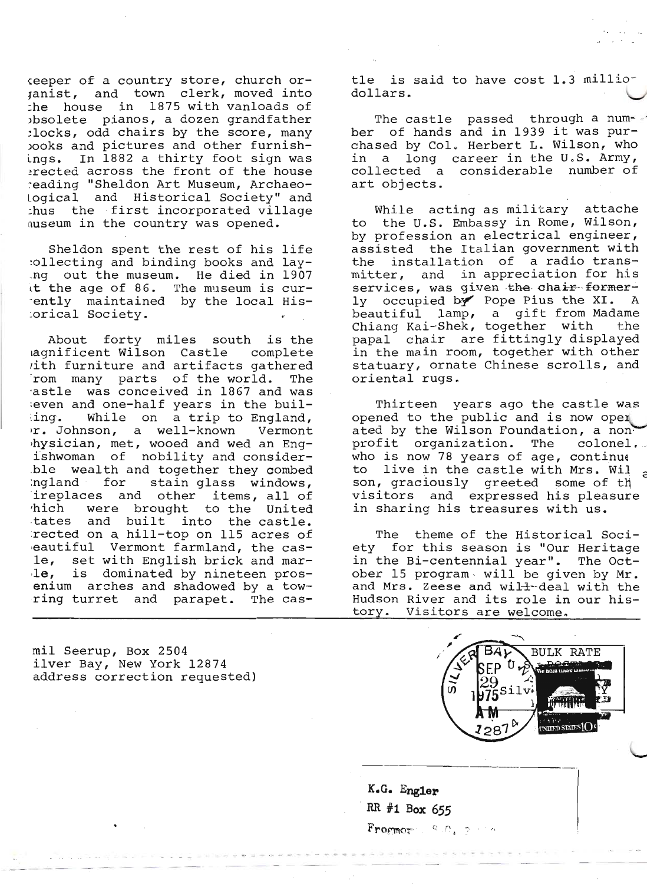keeper of a country store, church organist, and town clerk, moved into the house in 1875 with vanloads of obsolete pianos, a dozen grandfather clocks, odd chairs by the score, many books and pictures and other furnishings. In 1882 a thirty foot sign was erected across the front of the house reading "Sheldon Art Museum, Archaeological and Historical Society" and thus the first incorporated village museum in the country was opened.

Sheldon spent the rest of his life collecting and binding books and laying out the museum. He died in 1907 at the age of 86. The museum is currently maintained by the local Historical Society.

About forty miles south is the magnificent Wilson Castle complete with furniture and artifacts gathered from many parts of the world. The castle was conceived in 1867 and was seven and one-half years in the building. While on a trip to England, Dr. Johnson, a well-known Vermont physician, met, wooed and wed an Englishwoman of nobility and considerable wealth and together they combed England for stain glass windows, fireplaces and other items, all of which were brought to the United States and built into the castle. Erected on a hill-top on 115 acres of beautiful Vermont farmland, the castle, set with English brick and marble, is dominated by nineteen prosenium arches and shadowed by a towering turret and parapet. The castle is said to have cost 1.3 million dollars.

The castle passed through a number of hands and in 1939 it was purchased by Col. Herbert L. Wilson, who in a long career in the U.S. Army, collected a considerable number of art objects.

While acting as military attache to the U.S. Embassy in Rome, Wilson, by profession an electrical engineer, assisted the Italian government with the installation of a radio transmitter, and in appreciation for his services, was given the chair formerly occupied by Pope Pius the XI. A beautiful lamp, a gift from Madame Chiang Kai-Shek, together with the papal chair are fittingly displayed in the main room, together with other statuary, ornate Chinese scrolls, and oriental rugs.

Thirteen years ago the castle was opened to the public and is now operated by the Wilson Foundation, a non-profit organization. The colonel, who is now 78 years of age, continues to live in the castle with Mrs. Wilson, graciously greeted some of the visitors and expressed his pleasure in sharing his treasures with us.

The theme of the Historical Society for this season is "Our Heritage in the Bi-centennial year". The October 15 program will be given by Mr. and Mrs. Zeese and will deal with the Hudson River and its role in our history. Visitors are welcome.

---

mil Seerup, Box 2504
ilver Bay, New York 12874
address correction requested)

SILVER BAY SEP 29 1975 AM 12874

BULK RATE

K.G. Engler
RR #1 Box 655
Frogmor